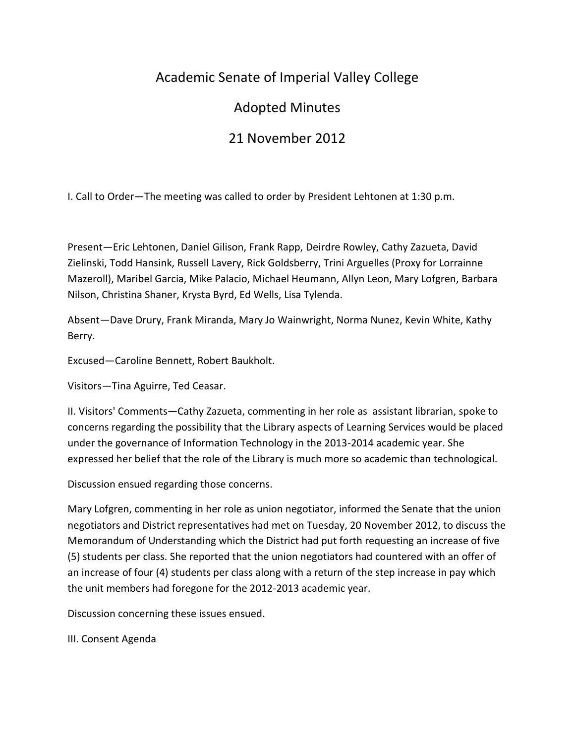# Academic Senate of Imperial Valley College

## Adopted Minutes

## 21 November 2012

I. Call to Order—The meeting was called to order by President Lehtonen at 1:30 p.m.

Present—Eric Lehtonen, Daniel Gilison, Frank Rapp, Deirdre Rowley, Cathy Zazueta, David Zielinski, Todd Hansink, Russell Lavery, Rick Goldsberry, Trini Arguelles (Proxy for Lorrainne Mazeroll), Maribel Garcia, Mike Palacio, Michael Heumann, Allyn Leon, Mary Lofgren, Barbara Nilson, Christina Shaner, Krysta Byrd, Ed Wells, Lisa Tylenda.

Absent—Dave Drury, Frank Miranda, Mary Jo Wainwright, Norma Nunez, Kevin White, Kathy Berry.

Excused—Caroline Bennett, Robert Baukholt.

Visitors—Tina Aguirre, Ted Ceasar.

II. Visitors' Comments—Cathy Zazueta, commenting in her role as assistant librarian, spoke to concerns regarding the possibility that the Library aspects of Learning Services would be placed under the governance of Information Technology in the 2013-2014 academic year. She expressed her belief that the role of the Library is much more so academic than technological.

Discussion ensued regarding those concerns.

Mary Lofgren, commenting in her role as union negotiator, informed the Senate that the union negotiators and District representatives had met on Tuesday, 20 November 2012, to discuss the Memorandum of Understanding which the District had put forth requesting an increase of five (5) students per class. She reported that the union negotiators had countered with an offer of an increase of four (4) students per class along with a return of the step increase in pay which the unit members had foregone for the 2012-2013 academic year.

Discussion concerning these issues ensued.

III. Consent Agenda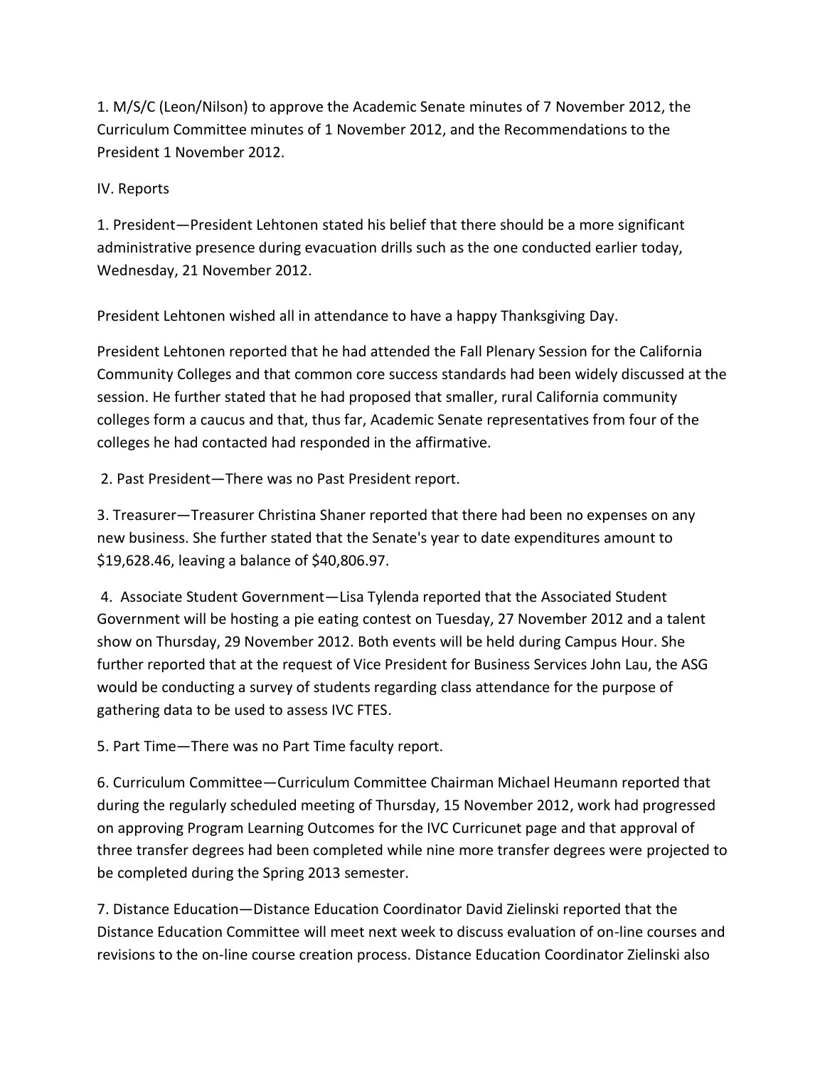1. M/S/C (Leon/Nilson) to approve the Academic Senate minutes of 7 November 2012, the Curriculum Committee minutes of 1 November 2012, and the Recommendations to the President 1 November 2012.

## IV. Reports

1. President—President Lehtonen stated his belief that there should be a more significant administrative presence during evacuation drills such as the one conducted earlier today, Wednesday, 21 November 2012.

President Lehtonen wished all in attendance to have a happy Thanksgiving Day.

President Lehtonen reported that he had attended the Fall Plenary Session for the California Community Colleges and that common core success standards had been widely discussed at the session. He further stated that he had proposed that smaller, rural California community colleges form a caucus and that, thus far, Academic Senate representatives from four of the colleges he had contacted had responded in the affirmative.

2. Past President—There was no Past President report.

3. Treasurer—Treasurer Christina Shaner reported that there had been no expenses on any new business. She further stated that the Senate's year to date expenditures amount to $19,628.46, leaving a balance of $40,806.97.

4. Associate Student Government—Lisa Tylenda reported that the Associated Student Government will be hosting a pie eating contest on Tuesday, 27 November 2012 and a talent show on Thursday, 29 November 2012. Both events will be held during Campus Hour. She further reported that at the request of Vice President for Business Services John Lau, the ASG would be conducting a survey of students regarding class attendance for the purpose of gathering data to be used to assess IVC FTES.

5. Part Time—There was no Part Time faculty report.

6. Curriculum Committee—Curriculum Committee Chairman Michael Heumann reported that during the regularly scheduled meeting of Thursday, 15 November 2012, work had progressed on approving Program Learning Outcomes for the IVC Curricunet page and that approval of three transfer degrees had been completed while nine more transfer degrees were projected to be completed during the Spring 2013 semester.

7. Distance Education—Distance Education Coordinator David Zielinski reported that the Distance Education Committee will meet next week to discuss evaluation of on-line courses and revisions to the on-line course creation process. Distance Education Coordinator Zielinski also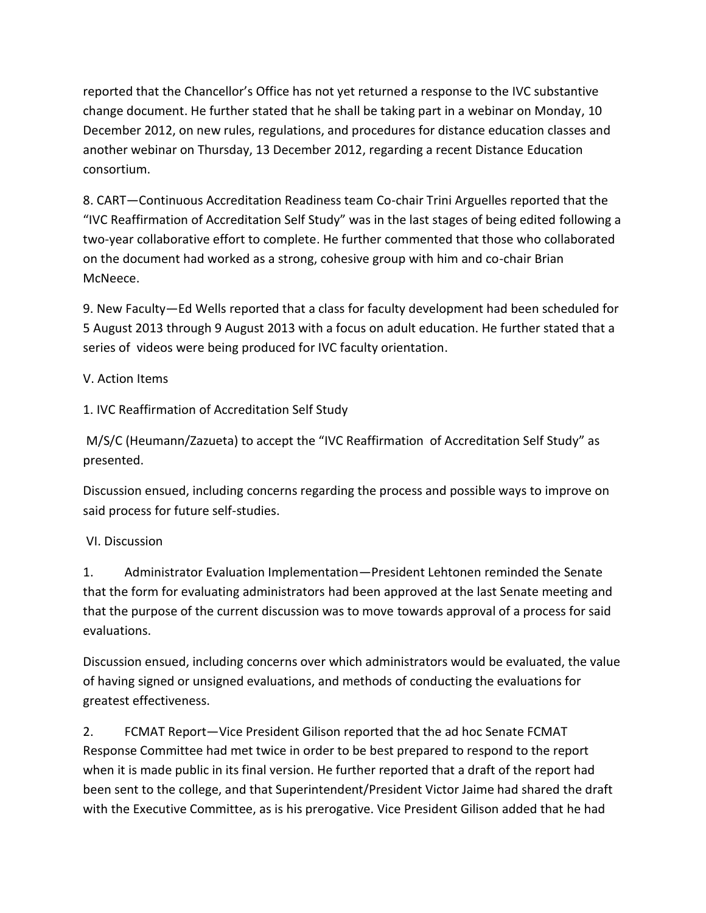reported that the Chancellor's Office has not yet returned a response to the IVC substantive change document. He further stated that he shall be taking part in a webinar on Monday, 10 December 2012, on new rules, regulations, and procedures for distance education classes and another webinar on Thursday, 13 December 2012, regarding a recent Distance Education consortium.

8. CART—Continuous Accreditation Readiness team Co-chair Trini Arguelles reported that the "IVC Reaffirmation of Accreditation Self Study" was in the last stages of being edited following a two-year collaborative effort to complete. He further commented that those who collaborated on the document had worked as a strong, cohesive group with him and co-chair Brian McNeece.

9. New Faculty—Ed Wells reported that a class for faculty development had been scheduled for 5 August 2013 through 9 August 2013 with a focus on adult education. He further stated that a series of videos were being produced for IVC faculty orientation.

V. Action Items

1. IVC Reaffirmation of Accreditation Self Study

M/S/C (Heumann/Zazueta) to accept the "IVC Reaffirmation of Accreditation Self Study" as presented.

Discussion ensued, including concerns regarding the process and possible ways to improve on said process for future self-studies.

VI. Discussion

1. Administrator Evaluation Implementation—President Lehtonen reminded the Senate that the form for evaluating administrators had been approved at the last Senate meeting and that the purpose of the current discussion was to move towards approval of a process for said evaluations.

Discussion ensued, including concerns over which administrators would be evaluated, the value of having signed or unsigned evaluations, and methods of conducting the evaluations for greatest effectiveness.

2. FCMAT Report—Vice President Gilison reported that the ad hoc Senate FCMAT Response Committee had met twice in order to be best prepared to respond to the report when it is made public in its final version. He further reported that a draft of the report had been sent to the college, and that Superintendent/President Victor Jaime had shared the draft with the Executive Committee, as is his prerogative. Vice President Gilison added that he had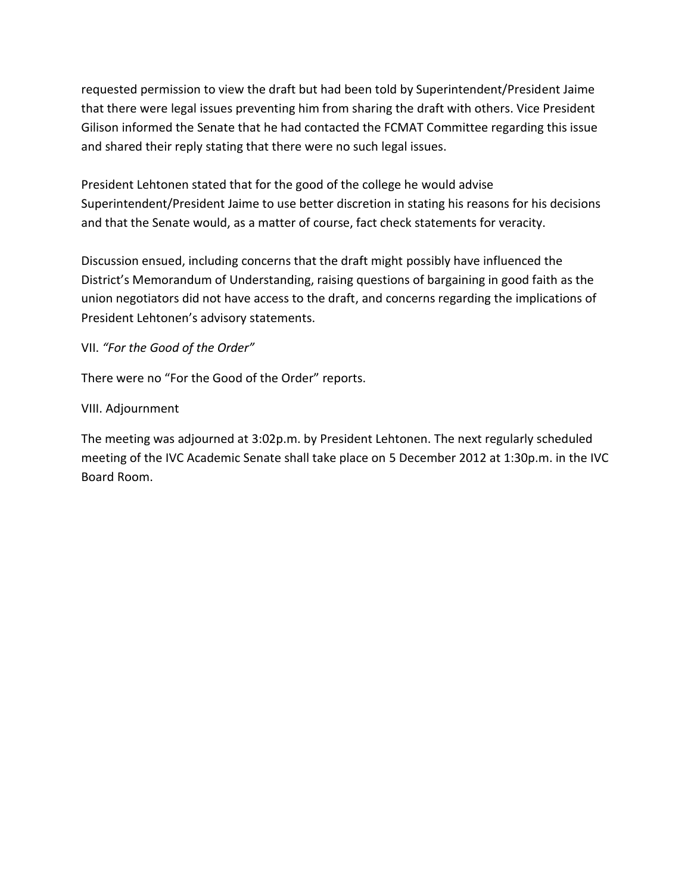requested permission to view the draft but had been told by Superintendent/President Jaime that there were legal issues preventing him from sharing the draft with others. Vice President Gilison informed the Senate that he had contacted the FCMAT Committee regarding this issue and shared their reply stating that there were no such legal issues.

President Lehtonen stated that for the good of the college he would advise Superintendent/President Jaime to use better discretion in stating his reasons for his decisions and that the Senate would, as a matter of course, fact check statements for veracity.

Discussion ensued, including concerns that the draft might possibly have influenced the District's Memorandum of Understanding, raising questions of bargaining in good faith as the union negotiators did not have access to the draft, and concerns regarding the implications of President Lehtonen's advisory statements.

VII. *"For the Good of the Order"*

There were no "For the Good of the Order" reports.

VIII. Adjournment

The meeting was adjourned at 3:02p.m. by President Lehtonen. The next regularly scheduled meeting of the IVC Academic Senate shall take place on 5 December 2012 at 1:30p.m. in the IVC Board Room.